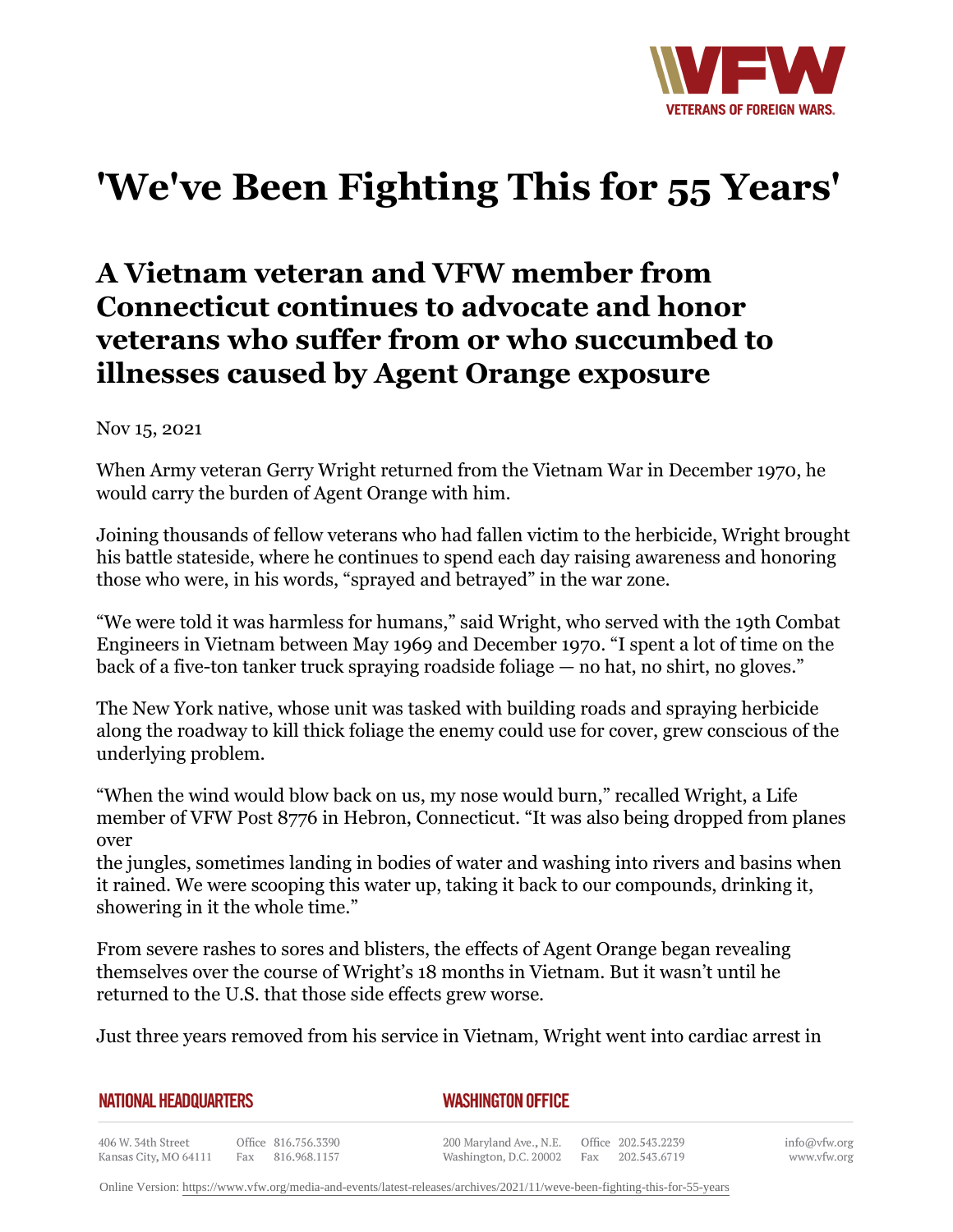# 'We've Been Fighting This for 55 Years'

## A Vietnam veteran and VFW member from Connecticut continues to advocate and honor veterans who suffer from or who succumbed to illnesses caused by Agent Orange exposure

Nov 15, 2021

When Army veteran Gerry Wright returned from the Vietnam War in December 1970, he would carry the burden of Agent Orange with him.

Joining thousands of fellow veterans who had fallen victim to the herbicide, Wright brought his battle stateside, where he continues to spend each day raising awareness and honoring those who were, in his words, "sprayed and betrayed" in the war zone.

"We were told it was harmless for humans," said Wright, who served with the 19th Combat Engineers in Vietnam between May 1969 and December 1970. "I spent a lot of time on the back of a five-ton tanker truck spraying roadside foliage — no hat, no shirt, no gloves."

The New York native, whose unit was tasked with building roads and spraying herbicide along the roadway to kill thick foliage the enemy could use for cover, grew conscious of the underlying problem.

"When the wind would blow back on us, my nose would burn," recalled Wright, a Life member of VFW Post 8776 in Hebron, Connecticut. "It was also being dropped from planes over the jungles, sometimes landing in bodies of water and washing into rivers and basins when it rained. We were scooping this water up, taking it back to our compounds, drinking it, showering in it the whole time."

From severe rashes to sores and blisters, the effects of Agent Orange began revealing themselves over the course of Wright's 18 months in Vietnam. But it wasn't until he returned to the U.S. that those side effects grew worse.

Just three years removed from his service in Vietnam, Wright went into cardiac arrest in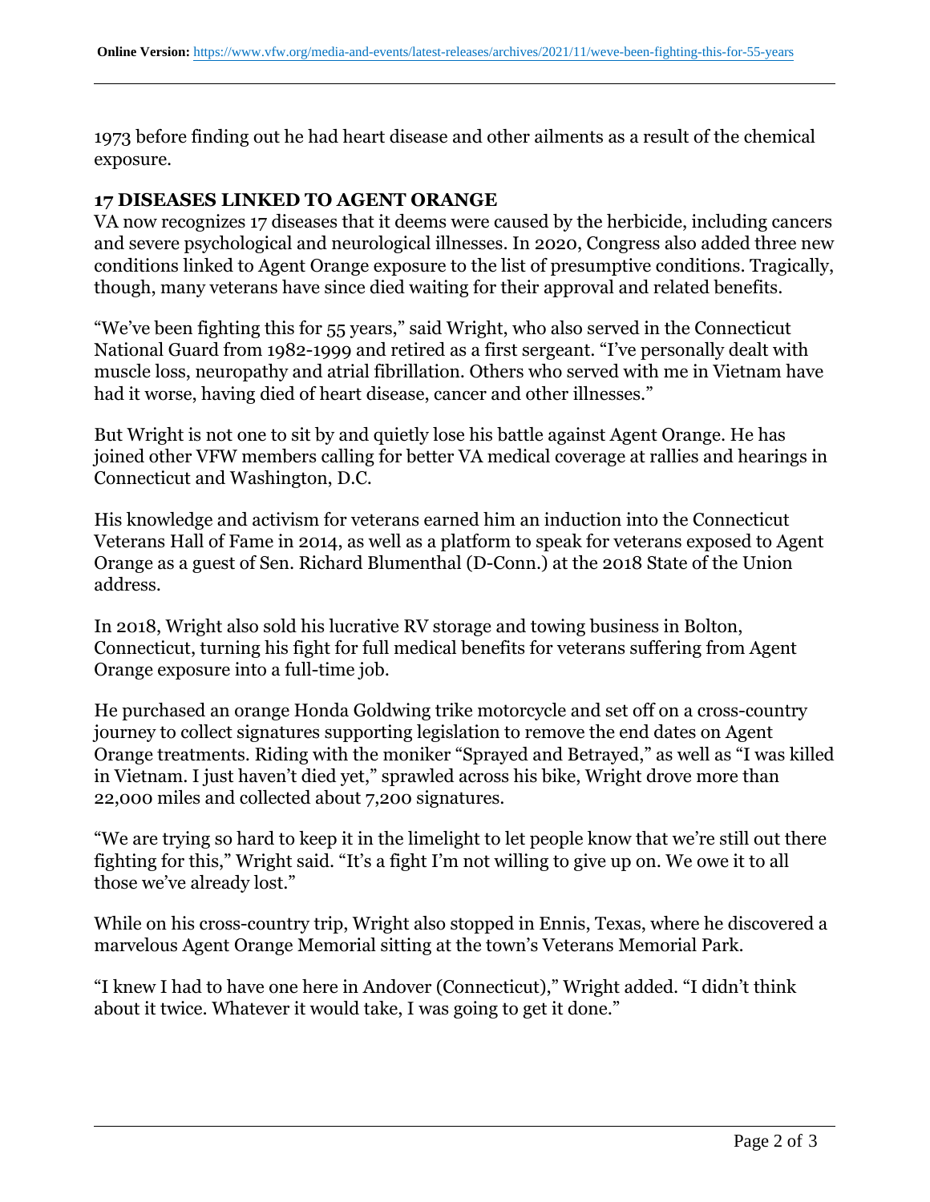1973 before finding out he had heart disease and other ailments as a result of the chemical exposure.

**17 DISEASES LINKED TO AGENT ORANGE**

VA now recognizes 17 diseases that it deems were caused by the herbicide, including cancers and severe psychological and neurological illnesses. In 2020, Congress also added three new conditions linked to Agent Orange exposure to the list of presumptive conditions. Tragically, though, many veterans have since died waiting for their approval and related benefits.

“We’ve been fighting this for 55 years,” said Wright, who also served in the Connecticut National Guard from 1982-1999 and retired as a first sergeant. “I’ve personally dealt with muscle loss, neuropathy and atrial fibrillation. Others who served with me in Vietnam have had it worse, having died of heart disease, cancer and other illnesses.”

But Wright is not one to sit by and quietly lose his battle against Agent Orange. He has joined other VFW members calling for better VA medical coverage at rallies and hearings in Connecticut and Washington, D.C.

His knowledge and activism for veterans earned him an induction into the Connecticut Veterans Hall of Fame in 2014, as well as a platform to speak for veterans exposed to Agent Orange as a guest of Sen. Richard Blumenthal (D-Conn.) at the 2018 State of the Union address.

In 2018, Wright also sold his lucrative RV storage and towing business in Bolton, Connecticut, turning his fight for full medical benefits for veterans suffering from Agent Orange exposure into a full-time job.

He purchased an orange Honda Goldwing trike motorcycle and set off on a cross-country journey to collect signatures supporting legislation to remove the end dates on Agent Orange treatments. Riding with the moniker “Sprayed and Betrayed,” as well as “I was killed in Vietnam. I just haven’t died yet,” sprawled across his bike, Wright drove more than 22,000 miles and collected about 7,200 signatures.

“We are trying so hard to keep it in the limelight to let people know that we’re still out there fighting for this,” Wright said. “It’s a fight I’m not willing to give up on. We owe it to all those we’ve already lost.”

While on his cross-country trip, Wright also stopped in Ennis, Texas, where he discovered a marvelous Agent Orange Memorial sitting at the town’s Veterans Memorial Park.

“I knew I had to have one here in Andover (Connecticut),” Wright added. “I didn’t think about it twice. Whatever it would take, I was going to get it done.”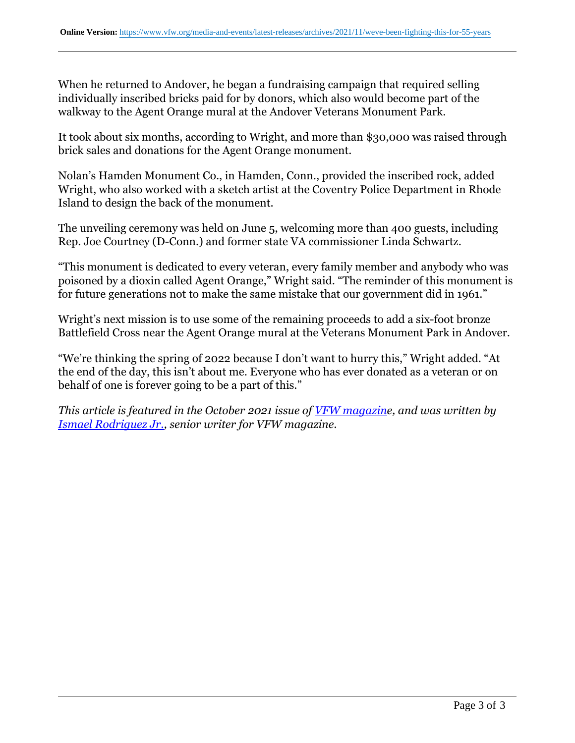When he returned to Andover, he began a fundraising campaign that required selling individually inscribed bricks paid for by donors, which also would become part of the walkway to the Agent Orange mural at the Andover Veterans Monument Park.

It took about six months, according to Wright, and more than $30,000 was raised through brick sales and donations for the Agent Orange monument.

Nolan's Hamden Monument Co., in Hamden, Conn., provided the inscribed rock, added Wright, who also worked with a sketch artist at the Coventry Police Department in Rhode Island to design the back of the monument.

The unveiling ceremony was held on June 5, welcoming more than 400 guests, including Rep. Joe Courtney (D-Conn.) and former state VA commissioner Linda Schwartz.

"This monument is dedicated to every veteran, every family member and anybody who was poisoned by a dioxin called Agent Orange," Wright said. "The reminder of this monument is for future generations not to make the same mistake that our government did in 1961."

Wright's next mission is to use some of the remaining proceeds to add a six-foot bronze Battlefield Cross near the Agent Orange mural at the Veterans Monument Park in Andover.

"We're thinking the spring of 2022 because I don't want to hurry this," Wright added. "At the end of the day, this isn't about me. Everyone who has ever donated as a veteran or on behalf of one is forever going to be a part of this."

*This article is featured in the October 2021 issue of [VFW magazine](), and was written by [Ismael Rodriguez Jr.](), senior writer for VFW magazine.*